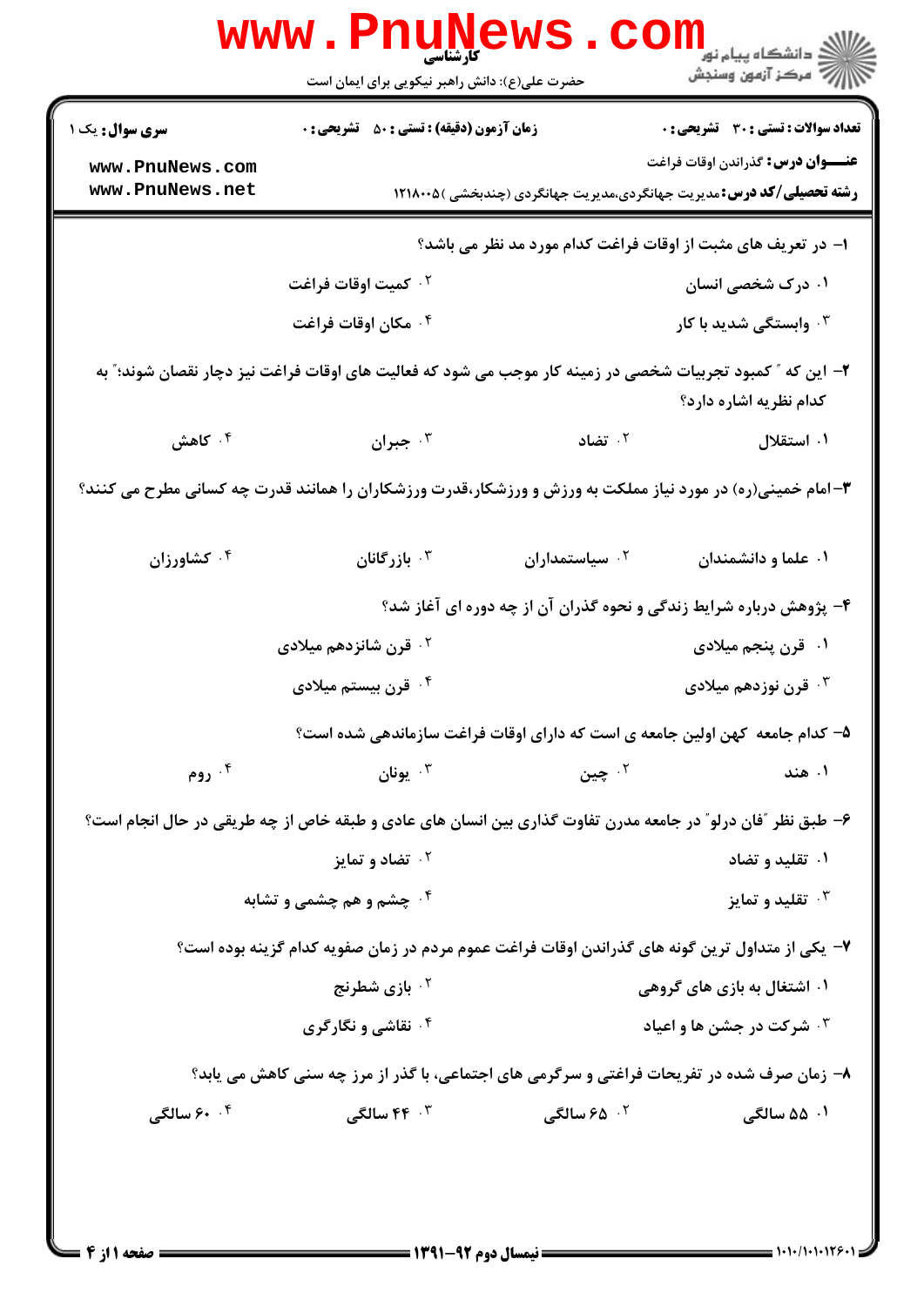**کارشناسی**

حضرت علی(ع): دانش راهبر نیکویی برای ایمان است

دانشگاه پیام نور
مرکز آزمون وسنجش

**سری سوال:** یک ۱

**زمان آزمون (دقیقه) : تستی : ۵۰ تشریحی : ۰**

**تعداد سوالات : تستی : ۳۰ تشریحی : ۰**

**عنـــوان درس:** گذراندن اوقات فراغت

**رشته تحصیلی/کد درس:** مدیریت جهانگردی،مدیریت جهانگردی (چندبخشی )۱۲۱۸۰۰۵

۱- در تعریف های مثبت از اوقات فراغت کدام مورد مد نظر می باشد؟

۱. درک شخصی انسان
۲. کمیت اوقات فراغت
۳. وابستگی شدید با کار
۴. مکان اوقات فراغت

۲- این که " کمبود تجربیات شخصی در زمینه کار موجب می شود که فعالیت های اوقات فراغت نیز دچار نقصان شوند؛" به کدام نظریه اشاره دارد؟

۱. استقلال
۲. تضاد
۳. جبران
۴. کاهش

۳- امام خمینی(ره) در مورد نیاز مملکت به ورزش و ورزشکار،قدرت ورزشکاران را همانند قدرت چه کسانی مطرح می کنند؟

۱. علما و دانشمندان
۲. سیاستمداران
۳. بازرگانان
۴. کشاورزان

۴- پژوهش درباره شرایط زندگی و نحوه گذران آن از چه دوره ای آغاز شد؟

۱. قرن پنجم میلادی
۲. قرن شانزدهم میلادی
۳. قرن نوزدهم میلادی
۴. قرن بیستم میلادی

۵- کدام جامعه کهن اولین جامعه ی است که دارای اوقات فراغت سازماندهی شده است؟

۱. هند
۲. چین
۳. یونان
۴. روم

۶- طبق نظر "فان درلو" در جامعه مدرن تفاوت گذاری بین انسان های عادی و طبقه خاص از چه طریقی در حال انجام است؟

۱. تقلید و تضاد
۲. تضاد و تمایز
۳. تقلید و تمایز
۴. چشم و هم چشمی و تشابه

۷- یکی از متداول ترین گونه های گذراندن اوقات فراغت عموم مردم در زمان صفویه کدام گزینه بوده است؟

۱. اشتغال به بازی های گروهی
۲. بازی شطرنج
۳. شرکت در جشن ها و اعیاد
۴. نقاشی و نگارگری

۸- زمان صرف شده در تفریحات فراغتی و سرگرمی های اجتماعی، با گذر از مرز چه سنی کاهش می یابد؟

۱. ۵۵ سالگی
۲. ۶۵ سالگی
۳. ۴۴ سالگی
۴. ۶۰ سالگی

نیمسال دوم ۹۲-۱۳۹۱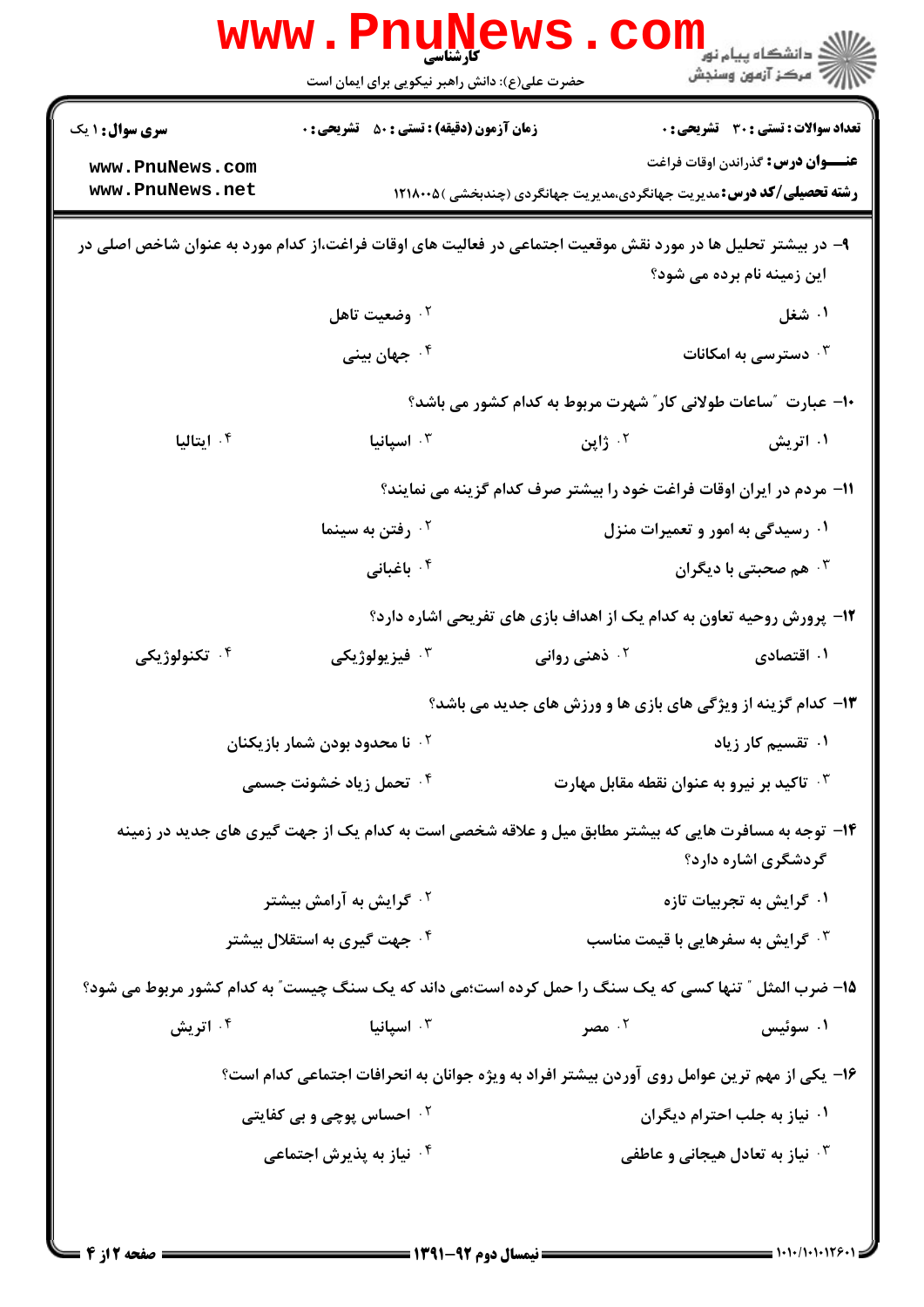**سری سوال:** ۱ یک | **زمان آزمون (دقیقه) : تستی :** ۵۰ **تشریحی :** ۰ | **تعداد سوالات : تستی :** ۳۰ **تشریحی :** ۰

**عنـــوان درس:** گذراندن اوقات فراغت

**رشته تحصیلی/کد درس:** مدیریت جهانگردی،مدیریت جهانگردی (چندبخشی )۱۲۱۸۰۰۵

۹- در بیشتر تحلیل ها در مورد نقش موقعیت اجتماعی در فعالیت های اوقات فراغت،از کدام مورد به عنوان شاخص اصلی در این زمینه نام برده می شود؟

۱. شغل
۲. وضعیت تاهل
۳. دسترسی به امکانات
۴. جهان بینی

۱۰- عبارت "ساعات طولانی کار" شهرت مربوط به کدام کشور می باشد؟

۱. اتریش
۲. ژاپن
۳. اسپانیا
۴. ایتالیا

۱۱- مردم در ایران اوقات فراغت خود را بیشتر صرف کدام گزینه می نمایند؟

۱. رسیدگی به امور و تعمیرات منزل
۲. رفتن به سینما
۳. هم صحبتی با دیگران
۴. باغبانی

۱۲- پرورش روحیه تعاون به کدام یک از اهداف بازی های تفریحی اشاره دارد؟

۱. اقتصادی
۲. ذهنی روانی
۳. فیزیولوژیکی
۴. تکنولوژیکی

۱۳- کدام گزینه از ویژگی های بازی ها و ورزش های جدید می باشد؟

۱. تقسیم کار زیاد
۲. نا محدود بودن شمار بازیکنان
۳. تاکید بر نیرو به عنوان نقطه مقابل مهارت
۴. تحمل زیاد خشونت جسمی

۱۴- توجه به مسافرت هایی که بیشتر مطابق میل و علاقه شخصی است به کدام یک از جهت گیری های جدید در زمینه گردشگری اشاره دارد؟

۱. گرایش به تجربیات تازه
۲. گرایش به آرامش بیشتر
۳. گرایش به سفرهایی با قیمت مناسب
۴. جهت گیری به استقلال بیشتر

۱۵- ضرب المثل " تنها کسی که یک سنگ را حمل کرده است؛می داند که یک سنگ چیست" به کدام کشور مربوط می شود؟

۱. سوئیس
۲. مصر
۳. اسپانیا
۴. اتریش

۱۶- یکی از مهم ترین عوامل روی آوردن بیشتر افراد به ویژه جوانان به انحرافات اجتماعی کدام است؟

۱. نیاز به جلب احترام دیگران
۲. احساس پوچی و بی کفایتی
۳. نیاز به تعادل هیجانی و عاطفی
۴. نیاز به پذیرش اجتماعی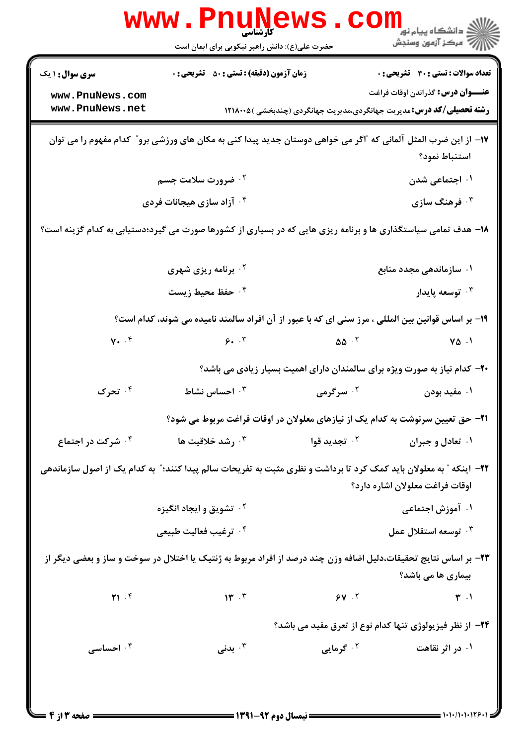۱۷- از این ضرب المثل آلمانی که "اگر می خواهی دوستان جدید پیدا کنی به مکان های ورزشی برو" کدام مفهوم را می توان استنباط نمود؟

۱. اجتماعی شدن

۲. ضرورت سلامت جسم

۳. فرهنگ سازی

۴. آزاد سازی هیجانات فردی

۱۸- هدف تمامی سیاستگذاری ها و برنامه ریزی هایی که در بسیاری از کشورها صورت می گیرد؛دستیابی به کدام گزینه است؟

۱. سازماندهی مجدد منابع

۲. برنامه ریزی شهری

۳. توسعه پایدار

۴. حفظ محیط زیست

۱۹- بر اساس قوانین بین المللی ، مرز سنی ای که با عبور از آن افراد سالمند نامیده می شوند، کدام است؟

۱. ۷۵

۲. ۵۵

۳. ۶۰

۴. ۷۰

۲۰- کدام نیاز به صورت ویژه برای سالمندان دارای اهمیت بسیار زیادی می باشد؟

۱. مفید بودن

۲. سرگرمی

۳. احساس نشاط

۴. تحرک

۲۱- حق تعیین سرنوشت به کدام یک از نیازهای معلولان در اوقات فراغت مربوط می شود؟

۱. تعادل و جبران

۲. تجدید قوا

۳. رشد خلاقیت ها

۴. شرکت در اجتماع

۲۲- اینکه " به معلولان باید کمک کرد تا برداشت و نظری مثبت به تفریحات سالم پیدا کنند؛" به کدام یک از اصول سازماندهی اوقات فراغت معلولان اشاره دارد؟

۱. آموزش اجتماعی

۲. تشویق و ایجاد انگیزه

۳. توسعه استقلال عمل

۴. ترغیب فعالیت طبیعی

۲۳- بر اساس نتایج تحقیقات،دلیل اضافه وزن چند درصد از افراد مربوط به ژنتیک یا اختلال در سوخت و ساز و بعضی دیگر از بیماری ها می باشد؟

۱. ۳

۲. ۶۷

۳. ۱۳

۴. ۲۱

۲۴- از نظر فیزیولوژی تنها کدام نوع از تعرق مفید می باشد؟

۱. در اثر نقاهت

۲. گرمایی

۳. بدنی

۴. احساسی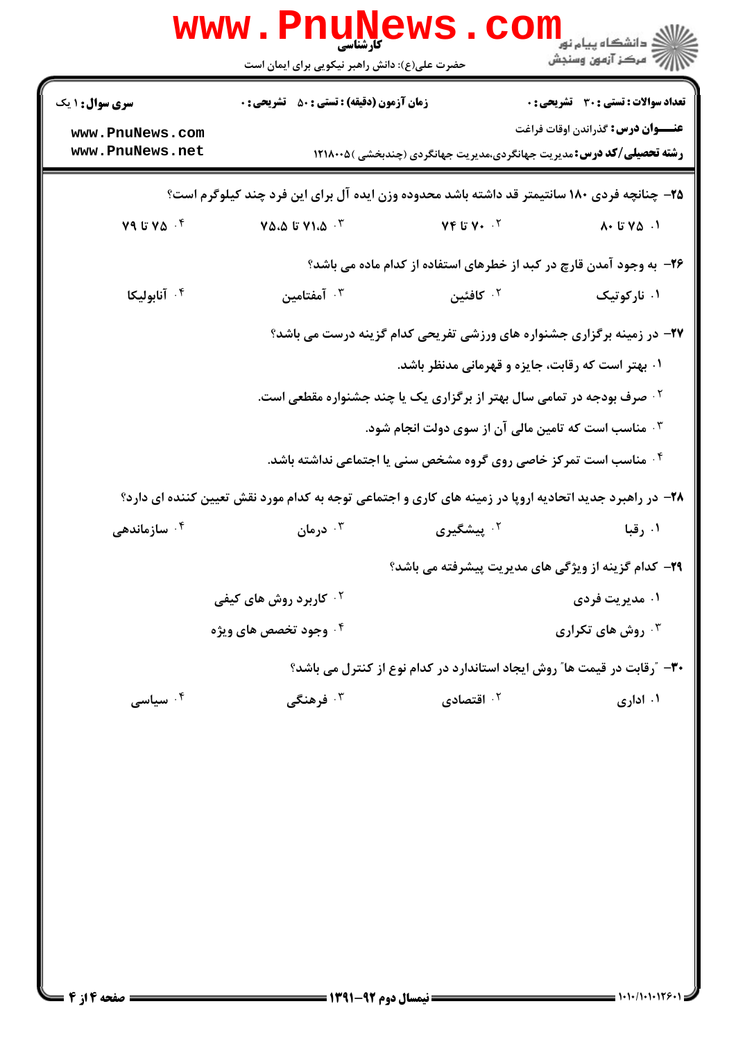۲۵- چنانچه فردی ۱۸۰ سانتیمتر قد داشته باشد محدوده وزن ایده آل برای این فرد چند کیلوگرم است؟

۱. ۷۵ تا ۸۰
۲. ۷۰ تا ۷۴
۳. ۷۱.۵ تا ۷۵.۵
۴. ۷۵ تا ۷۹

۲۶- به وجود آمدن قارچ در کبد از خطرهای استفاده از کدام ماده می باشد؟

۱. نارکوتیک
۲. کافئین
۳. آمفتامین
۴. آنابولیکا

۲۷- در زمینه برگزاری جشنواره های ورزشی تفریحی کدام گزینه درست می باشد؟

۱. بهتر است که رقابت، جایزه و قهرمانی مدنظر باشد.
۲. صرف بودجه در تمامی سال بهتر از برگزاری یک یا چند جشنواره مقطعی است.
۳. مناسب است که تامین مالی آن از سوی دولت انجام شود.
۴. مناسب است تمرکز خاصی روی گروه مشخص سنی یا اجتماعی نداشته باشد.

۲۸- در راهبرد جدید اتحادیه اروپا در زمینه های کاری و اجتماعی توجه به کدام مورد نقش تعیین کننده ای دارد؟

۱. رقبا
۲. پیشگیری
۳. درمان
۴. سازماندهی

۲۹- کدام گزینه از ویژگی های مدیریت پیشرفته می باشد؟

۱. مدیریت فردی
۲. کاربرد روش های کیفی
۳. روش های تکراری
۴. وجود تخصص های ویژه

۳۰- "رقابت در قیمت ها" روش ایجاد استاندارد در کدام نوع از کنترل می باشد؟

۱. اداری
۲. اقتصادی
۳. فرهنگی
۴. سیاسی